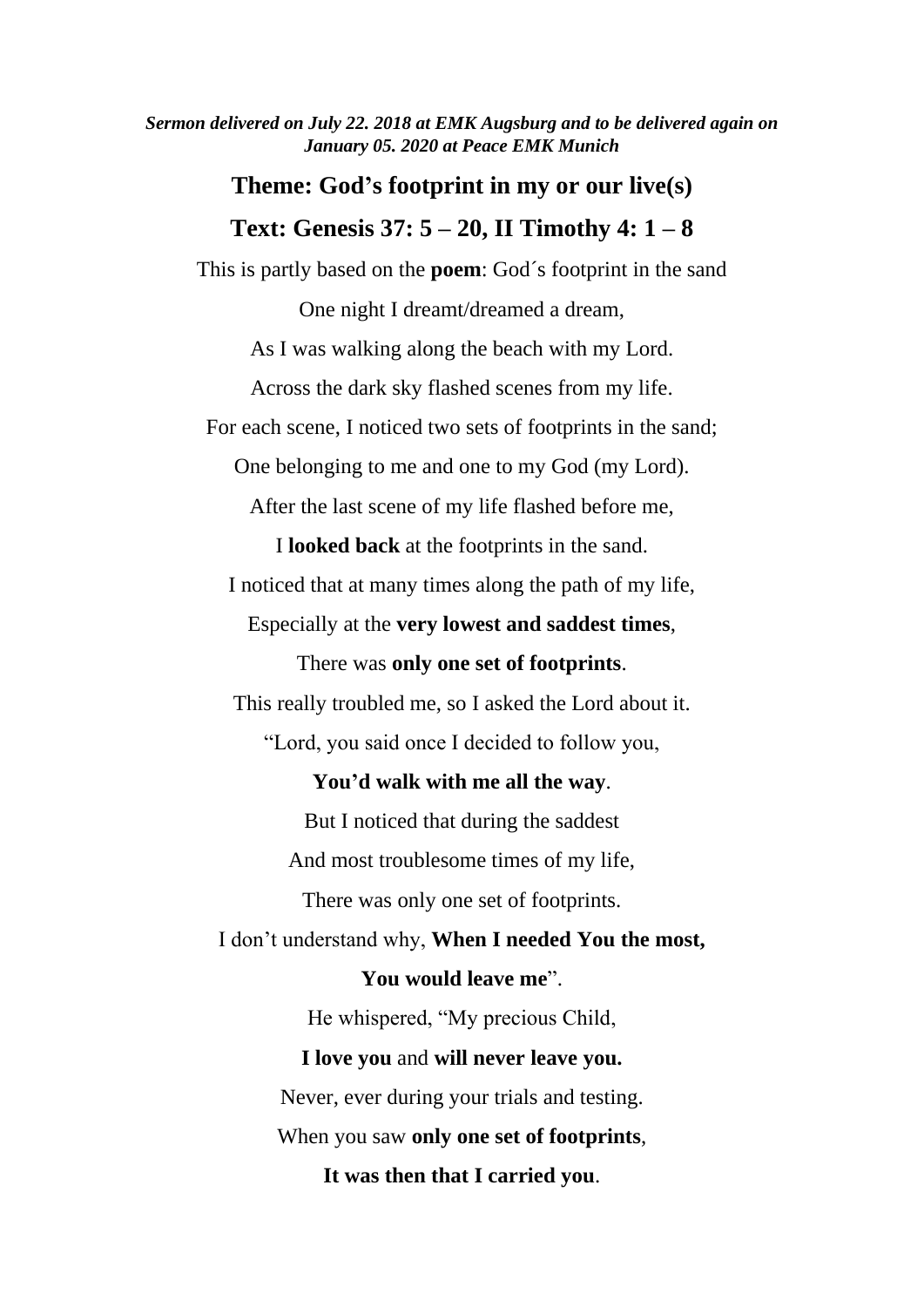***Sermon delivered on July 22. 2018 at EMK Augsburg and to be delivered again on January 05. 2020 at Peace EMK Munich***

## Theme: God's footprint in my or our live(s)

## Text: Genesis 37: 5 – 20, II Timothy 4: 1 – 8

This is partly based on the **poem**: God´s footprint in the sand

One night I dreamt/dreamed a dream,

As I was walking along the beach with my Lord.

Across the dark sky flashed scenes from my life.

For each scene, I noticed two sets of footprints in the sand;

One belonging to me and one to my God (my Lord).

After the last scene of my life flashed before me,

I **looked back** at the footprints in the sand.

I noticed that at many times along the path of my life,

Especially at the **very lowest and saddest times**,

There was **only one set of footprints**.

This really troubled me, so I asked the Lord about it.

"Lord, you said once I decided to follow you,

**You'd walk with me all the way**.

But I noticed that during the saddest

And most troublesome times of my life,

There was only one set of footprints.

I don't understand why, **When I needed You the most,**

**You would leave me**".

He whispered, "My precious Child,

**I love you** and **will never leave you.**

Never, ever during your trials and testing.

When you saw **only one set of footprints**,

**It was then that I carried you**.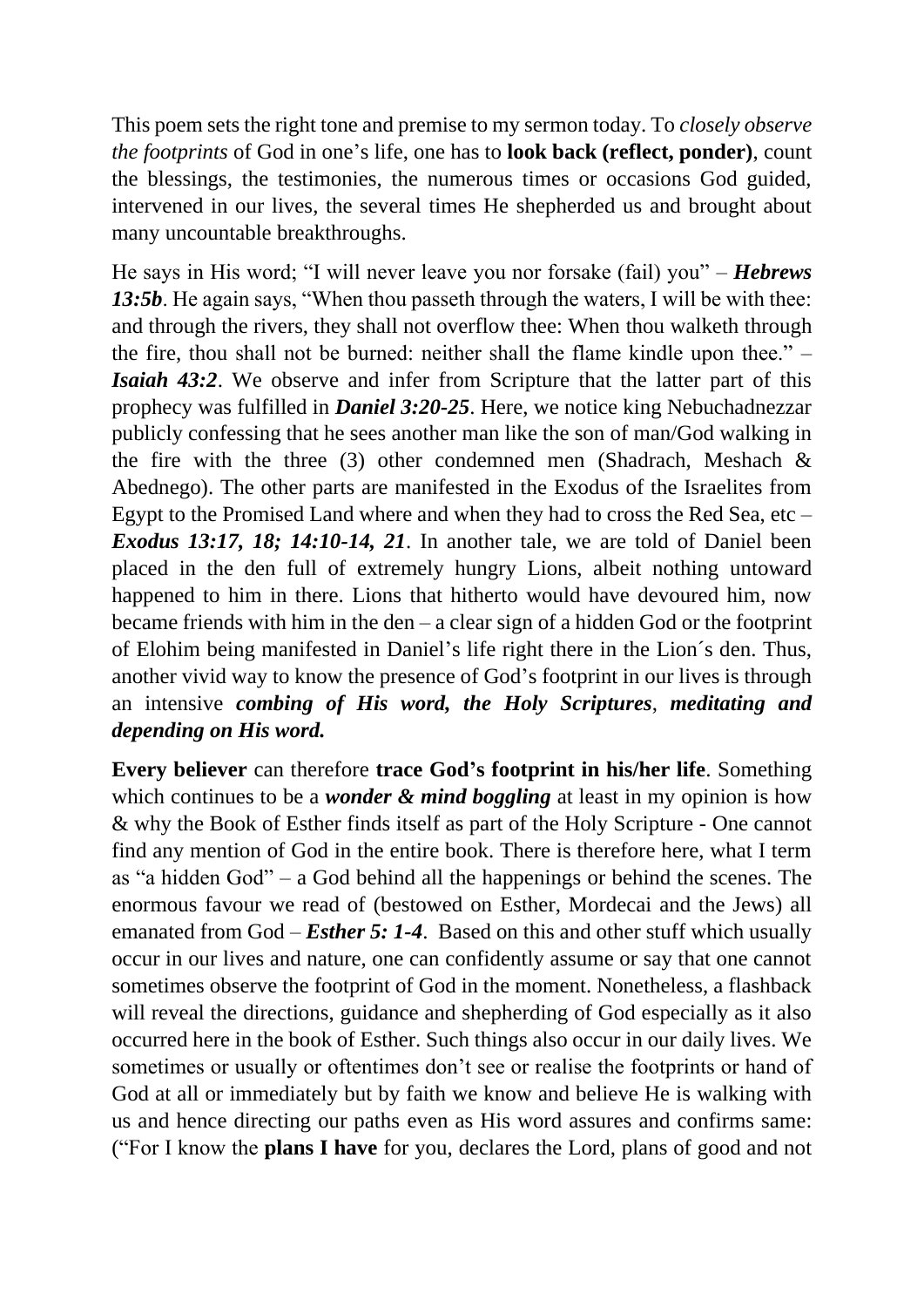This poem sets the right tone and premise to my sermon today. To *closely observe the footprints* of God in one's life, one has to **look back (reflect, ponder)**, count the blessings, the testimonies, the numerous times or occasions God guided, intervened in our lives, the several times He shepherded us and brought about many uncountable breakthroughs.

He says in His word; "I will never leave you nor forsake (fail) you" – ***Hebrews 13:5b***. He again says, "When thou passeth through the waters, I will be with thee: and through the rivers, they shall not overflow thee: When thou walketh through the fire, thou shall not be burned: neither shall the flame kindle upon thee." – ***Isaiah 43:2***. We observe and infer from Scripture that the latter part of this prophecy was fulfilled in ***Daniel 3:20-25***. Here, we notice king Nebuchadnezzar publicly confessing that he sees another man like the son of man/God walking in the fire with the three (3) other condemned men (Shadrach, Meshach & Abednego). The other parts are manifested in the Exodus of the Israelites from Egypt to the Promised Land where and when they had to cross the Red Sea, etc – ***Exodus 13:17, 18; 14:10-14, 21***. In another tale, we are told of Daniel been placed in the den full of extremely hungry Lions, albeit nothing untoward happened to him in there. Lions that hitherto would have devoured him, now became friends with him in the den – a clear sign of a hidden God or the footprint of Elohim being manifested in Daniel's life right there in the Lion´s den. Thus, another vivid way to know the presence of God's footprint in our lives is through an intensive ***combing of His word, the Holy Scriptures***, ***meditating and depending on His word.***

**Every believer** can therefore **trace God's footprint in his/her life**. Something which continues to be a ***wonder & mind boggling*** at least in my opinion is how & why the Book of Esther finds itself as part of the Holy Scripture - One cannot find any mention of God in the entire book. There is therefore here, what I term as "a hidden God" – a God behind all the happenings or behind the scenes. The enormous favour we read of (bestowed on Esther, Mordecai and the Jews) all emanated from God – ***Esther 5: 1-4***. Based on this and other stuff which usually occur in our lives and nature, one can confidently assume or say that one cannot sometimes observe the footprint of God in the moment. Nonetheless, a flashback will reveal the directions, guidance and shepherding of God especially as it also occurred here in the book of Esther. Such things also occur in our daily lives. We sometimes or usually or oftentimes don't see or realise the footprints or hand of God at all or immediately but by faith we know and believe He is walking with us and hence directing our paths even as His word assures and confirms same: ("For I know the **plans I have** for you, declares the Lord, plans of good and not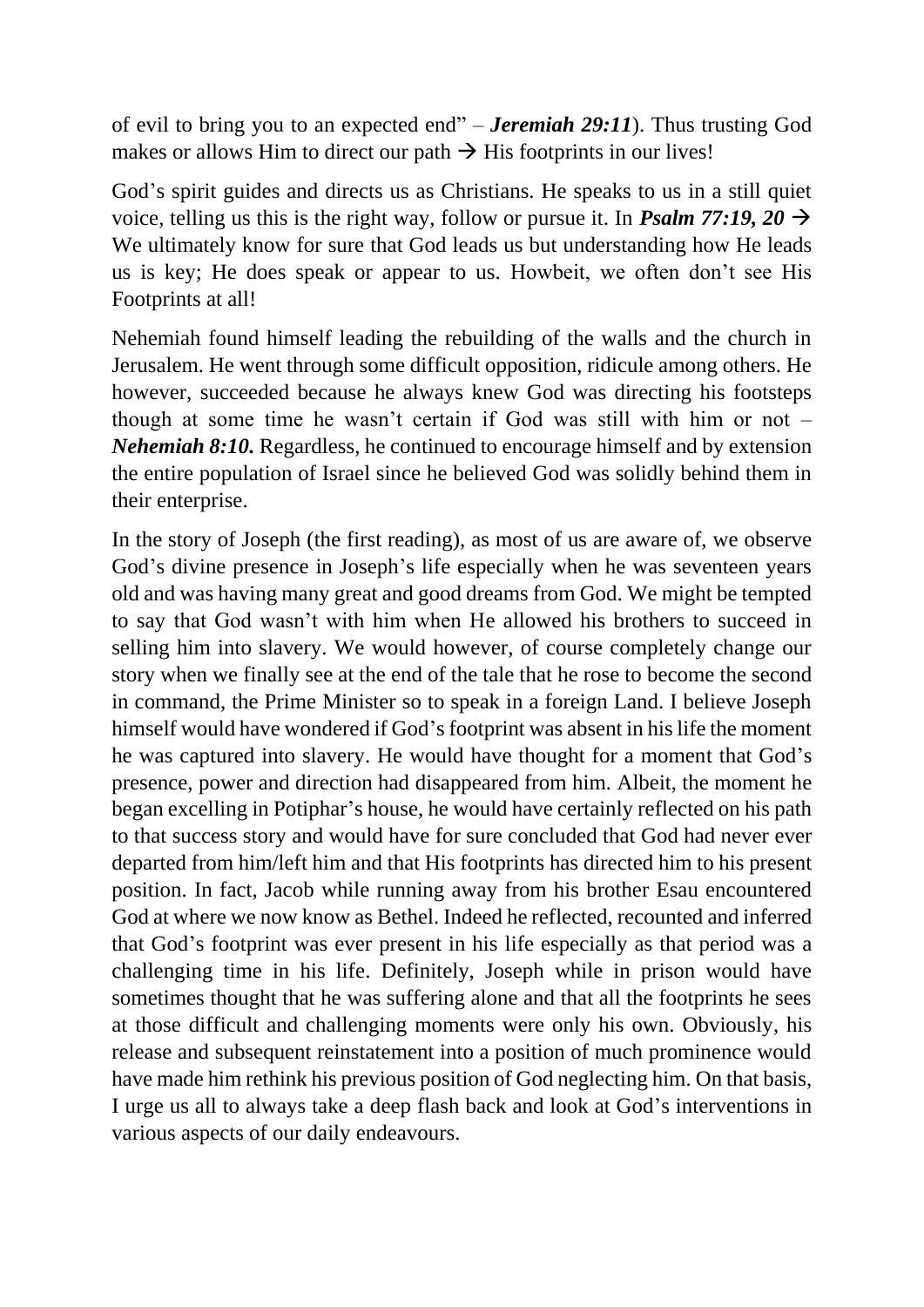of evil to bring you to an expected end" – ***Jeremiah 29:11***). Thus trusting God makes or allows Him to direct our path → His footprints in our lives!

God's spirit guides and directs us as Christians. He speaks to us in a still quiet voice, telling us this is the right way, follow or pursue it. In ***Psalm 77:19, 20*** → We ultimately know for sure that God leads us but understanding how He leads us is key; He does speak or appear to us. Howbeit, we often don't see His Footprints at all!

Nehemiah found himself leading the rebuilding of the walls and the church in Jerusalem. He went through some difficult opposition, ridicule among others. He however, succeeded because he always knew God was directing his footsteps though at some time he wasn't certain if God was still with him or not – ***Nehemiah 8:10.*** Regardless, he continued to encourage himself and by extension the entire population of Israel since he believed God was solidly behind them in their enterprise.

In the story of Joseph (the first reading), as most of us are aware of, we observe God's divine presence in Joseph's life especially when he was seventeen years old and was having many great and good dreams from God. We might be tempted to say that God wasn't with him when He allowed his brothers to succeed in selling him into slavery. We would however, of course completely change our story when we finally see at the end of the tale that he rose to become the second in command, the Prime Minister so to speak in a foreign Land. I believe Joseph himself would have wondered if God's footprint was absent in his life the moment he was captured into slavery. He would have thought for a moment that God's presence, power and direction had disappeared from him. Albeit, the moment he began excelling in Potiphar's house, he would have certainly reflected on his path to that success story and would have for sure concluded that God had never ever departed from him/left him and that His footprints has directed him to his present position. In fact, Jacob while running away from his brother Esau encountered God at where we now know as Bethel. Indeed he reflected, recounted and inferred that God's footprint was ever present in his life especially as that period was a challenging time in his life. Definitely, Joseph while in prison would have sometimes thought that he was suffering alone and that all the footprints he sees at those difficult and challenging moments were only his own. Obviously, his release and subsequent reinstatement into a position of much prominence would have made him rethink his previous position of God neglecting him. On that basis, I urge us all to always take a deep flash back and look at God's interventions in various aspects of our daily endeavours.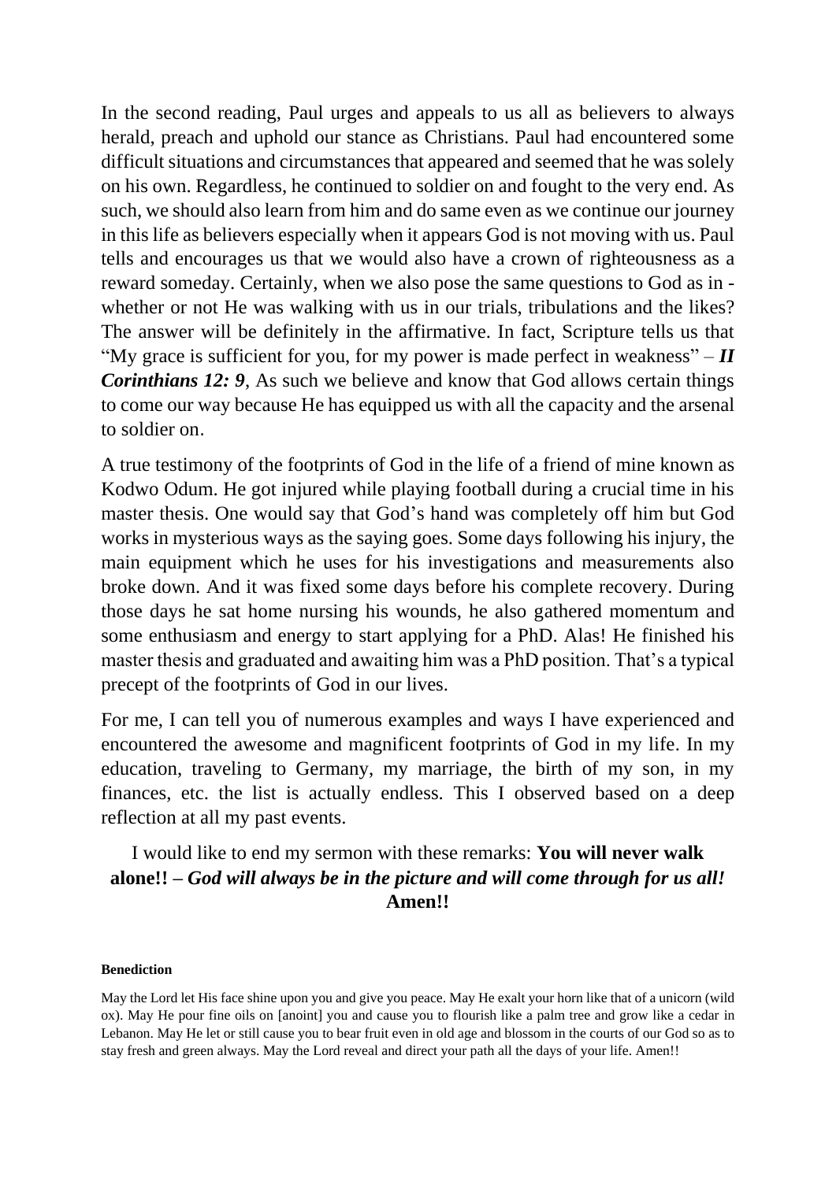In the second reading, Paul urges and appeals to us all as believers to always herald, preach and uphold our stance as Christians. Paul had encountered some difficult situations and circumstances that appeared and seemed that he was solely on his own. Regardless, he continued to soldier on and fought to the very end. As such, we should also learn from him and do same even as we continue our journey in this life as believers especially when it appears God is not moving with us. Paul tells and encourages us that we would also have a crown of righteousness as a reward someday. Certainly, when we also pose the same questions to God as in - whether or not He was walking with us in our trials, tribulations and the likes? The answer will be definitely in the affirmative. In fact, Scripture tells us that "My grace is sufficient for you, for my power is made perfect in weakness" – ***II Corinthians 12: 9***, As such we believe and know that God allows certain things to come our way because He has equipped us with all the capacity and the arsenal to soldier on.

A true testimony of the footprints of God in the life of a friend of mine known as Kodwo Odum. He got injured while playing football during a crucial time in his master thesis. One would say that God's hand was completely off him but God works in mysterious ways as the saying goes. Some days following his injury, the main equipment which he uses for his investigations and measurements also broke down. And it was fixed some days before his complete recovery. During those days he sat home nursing his wounds, he also gathered momentum and some enthusiasm and energy to start applying for a PhD. Alas! He finished his master thesis and graduated and awaiting him was a PhD position. That's a typical precept of the footprints of God in our lives.

For me, I can tell you of numerous examples and ways I have experienced and encountered the awesome and magnificent footprints of God in my life. In my education, traveling to Germany, my marriage, the birth of my son, in my finances, etc. the list is actually endless. This I observed based on a deep reflection at all my past events.

I would like to end my sermon with these remarks: **You will never walk alone!! –** ***God will always be in the picture and will come through for us all!*** **Amen!!**

**Benediction**

May the Lord let His face shine upon you and give you peace. May He exalt your horn like that of a unicorn (wild ox). May He pour fine oils on [anoint] you and cause you to flourish like a palm tree and grow like a cedar in Lebanon. May He let or still cause you to bear fruit even in old age and blossom in the courts of our God so as to stay fresh and green always. May the Lord reveal and direct your path all the days of your life. Amen!!